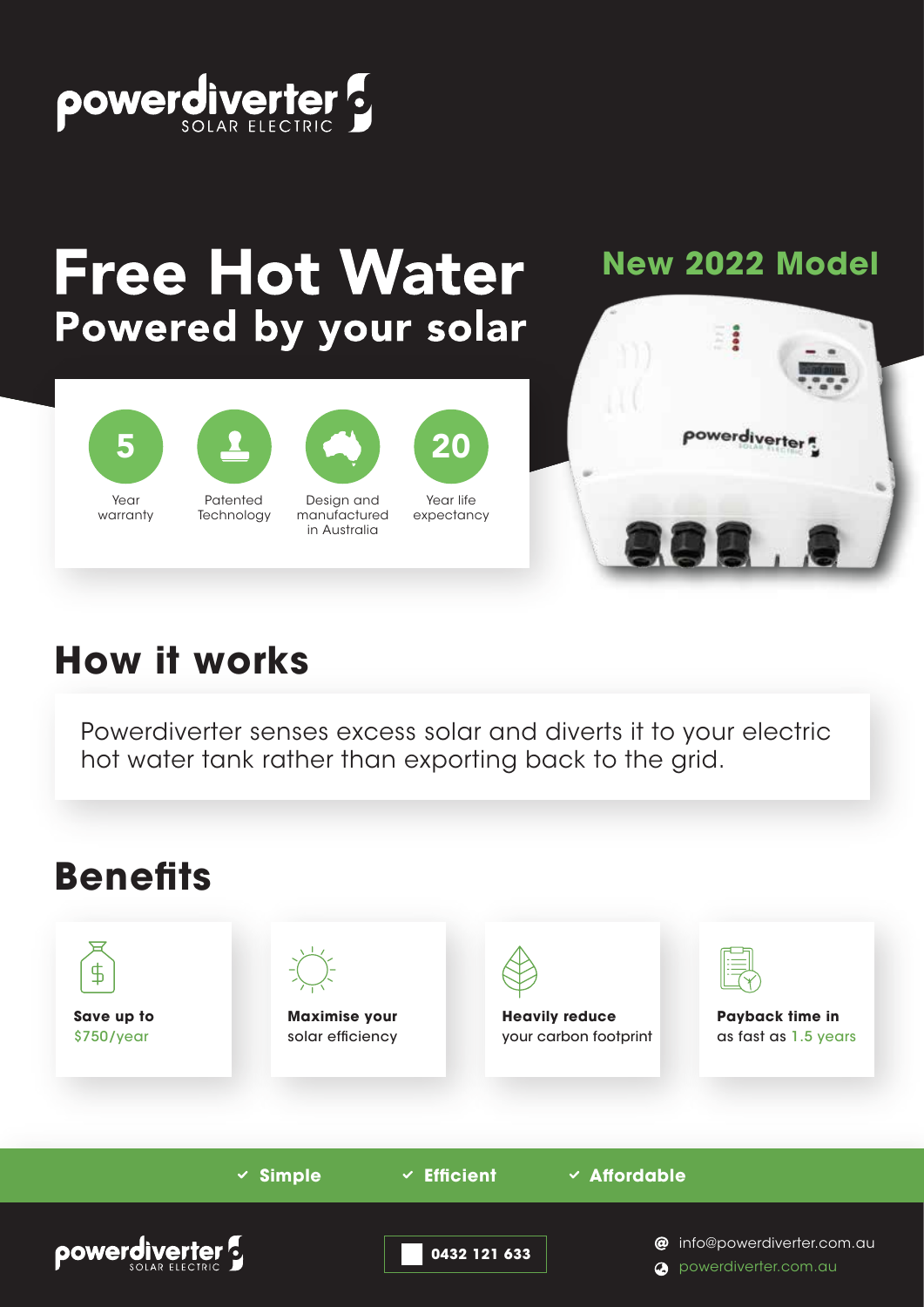powerdiverter SOLAR ELECTRIC

# Free Hot Water

## Powered by your solar

**New 2022 Model**

- **5** Year warranty
- Patented Technology
- Design and manufactured in Australia
- **20** Year life expectancy

## How it works

Powerdiverter senses excess solar and diverts it to your electric hot water tank rather than exporting back to the grid.

## Benefits

- **Save up to** $750/year
- **Maximise your** solar efficiency
- **Heavily reduce** your carbon footprint
- **Payback time in** as fast as 1.5 years

✓ **Simple** ✓ **Efficient** ✓ **Affordable**

powerdiverter SOLAR ELECTRIC

**0432 121 633**

info@powerdiverter.com.au

powerdiverter.com.au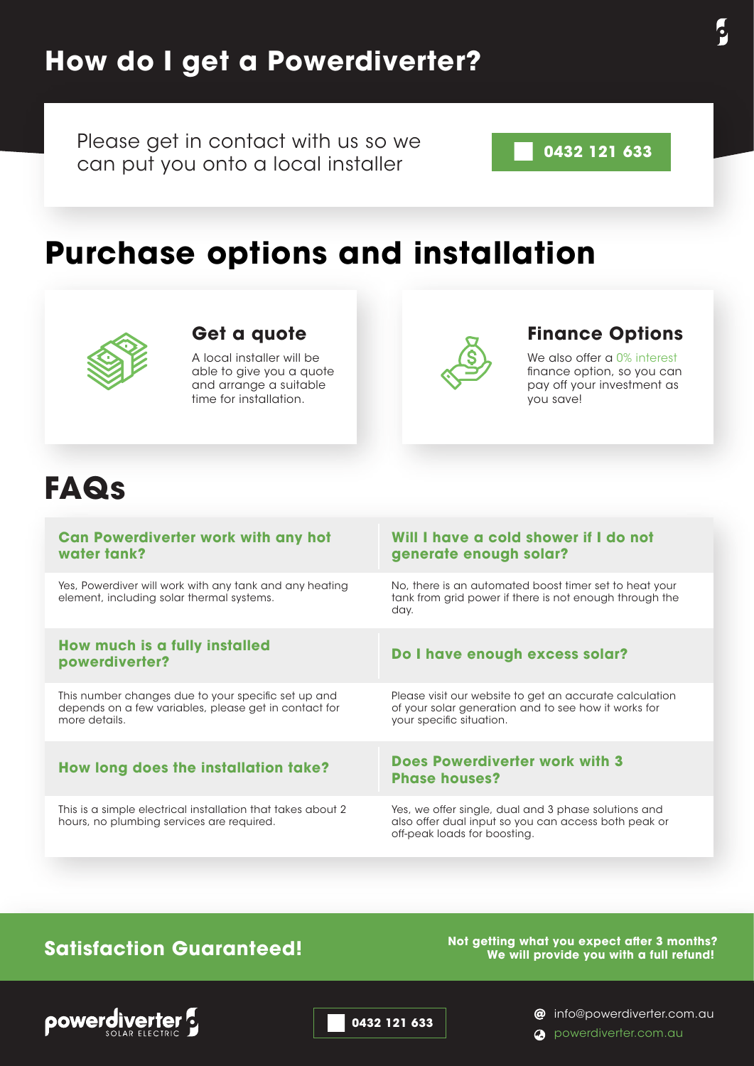# How do I get a Powerdiverter?

Please get in contact with us so we can put you onto a local installer

**0432 121 633**

# Purchase options and installation

### Get a quote

A local installer will be able to give you a quote and arrange a suitable time for installation.

### Finance Options

We also offer a 0% interest finance option, so you can pay off your investment as you save!

# FAQs

**Can Powerdiverter work with any hot water tank?**

Yes, Powerdiver will work with any tank and any heating element, including solar thermal systems.

**How much is a fully installed powerdiverter?**

This number changes due to your specific set up and depends on a few variables, please get in contact for more details.

**How long does the installation take?**

This is a simple electrical installation that takes about 2 hours, no plumbing services are required.

**Will I have a cold shower if I do not generate enough solar?**

No, there is an automated boost timer set to heat your tank from grid power if there is not enough through the day.

**Do I have enough excess solar?**

Please visit our website to get an accurate calculation of your solar generation and to see how it works for your specific situation.

**Does Powerdiverter work with 3 Phase houses?**

Yes, we offer single, dual and 3 phase solutions and also offer dual input so you can access both peak or off-peak loads for boosting.

## Satisfaction Guaranteed!

**Not getting what you expect after 3 months? We will provide you with a full refund!**

powerdiverter SOLAR ELECTRIC

**0432 121 633**

info@powerdiverter.com.au

powerdiverter.com.au